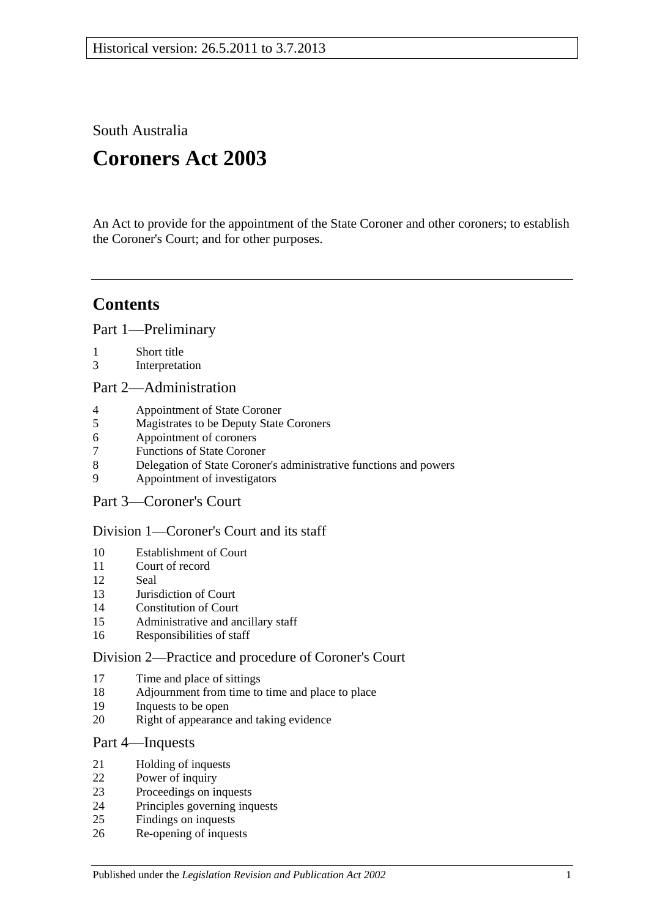Historical version: 26.5.2011 to 3.7.2013

South Australia

# Coroners Act 2003

An Act to provide for the appointment of the State Coroner and other coroners; to establish the Coroner's Court; and for other purposes.

## Contents

### Part 1—Preliminary

1 Short title
3 Interpretation

### Part 2—Administration

4 Appointment of State Coroner
5 Magistrates to be Deputy State Coroners
6 Appointment of coroners
7 Functions of State Coroner
8 Delegation of State Coroner's administrative functions and powers
9 Appointment of investigators

### Part 3—Coroner's Court

#### Division 1—Coroner's Court and its staff

10 Establishment of Court
11 Court of record
12 Seal
13 Jurisdiction of Court
14 Constitution of Court
15 Administrative and ancillary staff
16 Responsibilities of staff

#### Division 2—Practice and procedure of Coroner's Court

17 Time and place of sittings
18 Adjournment from time to time and place to place
19 Inquests to be open
20 Right of appearance and taking evidence

### Part 4—Inquests

21 Holding of inquests
22 Power of inquiry
23 Proceedings on inquests
24 Principles governing inquests
25 Findings on inquests
26 Re-opening of inquests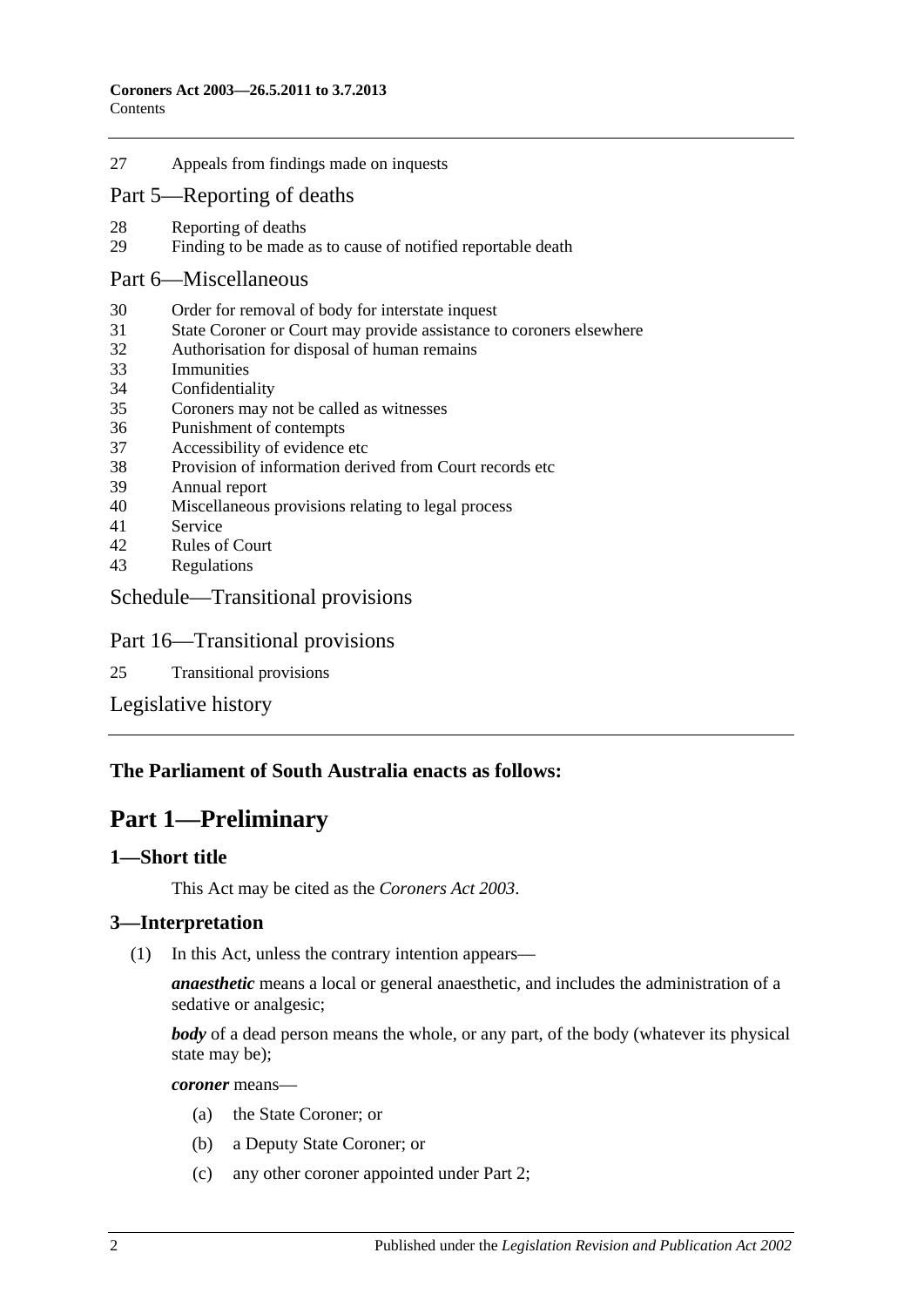27 Appeals from findings made on inquests

Part 5—Reporting of deaths

28 Reporting of deaths
29 Finding to be made as to cause of notified reportable death

Part 6—Miscellaneous

30 Order for removal of body for interstate inquest
31 State Coroner or Court may provide assistance to coroners elsewhere
32 Authorisation for disposal of human remains
33 Immunities
34 Confidentiality
35 Coroners may not be called as witnesses
36 Punishment of contempts
37 Accessibility of evidence etc
38 Provision of information derived from Court records etc
39 Annual report
40 Miscellaneous provisions relating to legal process
41 Service
42 Rules of Court
43 Regulations

Schedule—Transitional provisions

Part 16—Transitional provisions

25 Transitional provisions

Legislative history

**The Parliament of South Australia enacts as follows:**

# Part 1—Preliminary

## 1—Short title

This Act may be cited as the *Coroners Act 2003*.

## 3—Interpretation

(1) In this Act, unless the contrary intention appears—

***anaesthetic*** means a local or general anaesthetic, and includes the administration of a sedative or analgesic;

***body*** of a dead person means the whole, or any part, of the body (whatever its physical state may be);

***coroner*** means—

(a) the State Coroner; or

(b) a Deputy State Coroner; or

(c) any other coroner appointed under Part 2;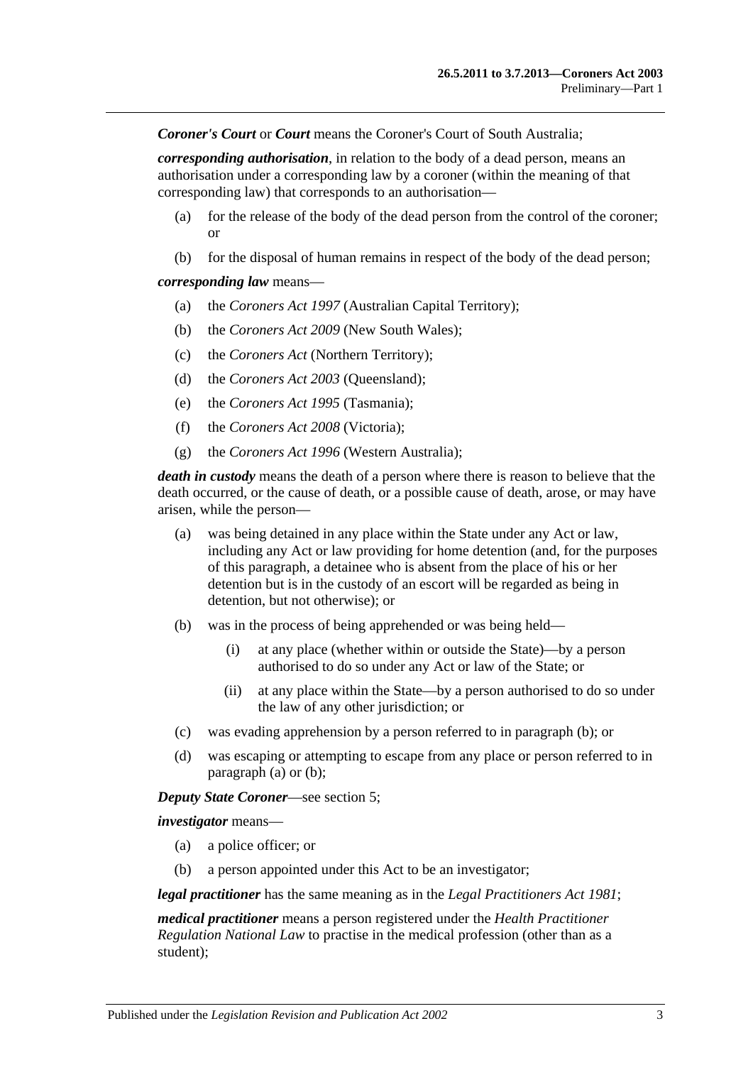***Coroner's Court*** or ***Court*** means the Coroner's Court of South Australia;

***corresponding authorisation***, in relation to the body of a dead person, means an authorisation under a corresponding law by a coroner (within the meaning of that corresponding law) that corresponds to an authorisation—

(a) for the release of the body of the dead person from the control of the coroner; or

(b) for the disposal of human remains in respect of the body of the dead person;

***corresponding law*** means—

(a) the *Coroners Act 1997* (Australian Capital Territory);

(b) the *Coroners Act 2009* (New South Wales);

(c) the *Coroners Act* (Northern Territory);

(d) the *Coroners Act 2003* (Queensland);

(e) the *Coroners Act 1995* (Tasmania);

(f) the *Coroners Act 2008* (Victoria);

(g) the *Coroners Act 1996* (Western Australia);

***death in custody*** means the death of a person where there is reason to believe that the death occurred, or the cause of death, or a possible cause of death, arose, or may have arisen, while the person—

(a) was being detained in any place within the State under any Act or law, including any Act or law providing for home detention (and, for the purposes of this paragraph, a detainee who is absent from the place of his or her detention but is in the custody of an escort will be regarded as being in detention, but not otherwise); or

(b) was in the process of being apprehended or was being held—

(i) at any place (whether within or outside the State)—by a person authorised to do so under any Act or law of the State; or

(ii) at any place within the State—by a person authorised to do so under the law of any other jurisdiction; or

(c) was evading apprehension by a person referred to in paragraph (b); or

(d) was escaping or attempting to escape from any place or person referred to in paragraph (a) or (b);

***Deputy State Coroner***—see section 5;

***investigator*** means—

(a) a police officer; or

(b) a person appointed under this Act to be an investigator;

***legal practitioner*** has the same meaning as in the *Legal Practitioners Act 1981*;

***medical practitioner*** means a person registered under the *Health Practitioner Regulation National Law* to practise in the medical profession (other than as a student);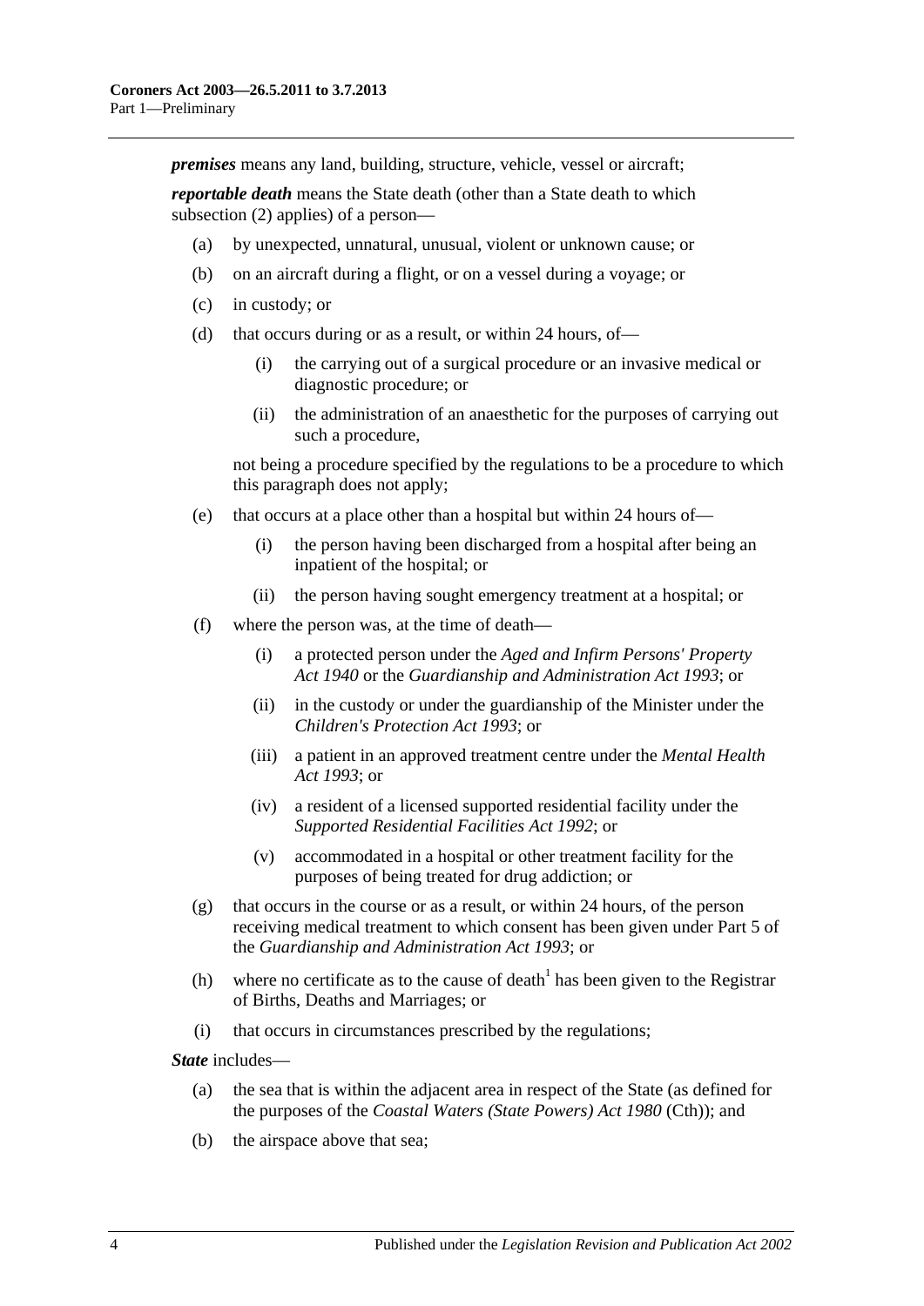***premises*** means any land, building, structure, vehicle, vessel or aircraft;

***reportable death*** means the State death (other than a State death to which subsection (2) applies) of a person—

(a) by unexpected, unnatural, unusual, violent or unknown cause; or

(b) on an aircraft during a flight, or on a vessel during a voyage; or

(c) in custody; or

(d) that occurs during or as a result, or within 24 hours, of—

  (i) the carrying out of a surgical procedure or an invasive medical or diagnostic procedure; or

  (ii) the administration of an anaesthetic for the purposes of carrying out such a procedure,

  not being a procedure specified by the regulations to be a procedure to which this paragraph does not apply;

(e) that occurs at a place other than a hospital but within 24 hours of—

  (i) the person having been discharged from a hospital after being an inpatient of the hospital; or

  (ii) the person having sought emergency treatment at a hospital; or

(f) where the person was, at the time of death—

  (i) a protected person under the *Aged and Infirm Persons' Property Act 1940* or the *Guardianship and Administration Act 1993*; or

  (ii) in the custody or under the guardianship of the Minister under the *Children's Protection Act 1993*; or

  (iii) a patient in an approved treatment centre under the *Mental Health Act 1993*; or

  (iv) a resident of a licensed supported residential facility under the *Supported Residential Facilities Act 1992*; or

  (v) accommodated in a hospital or other treatment facility for the purposes of being treated for drug addiction; or

(g) that occurs in the course or as a result, or within 24 hours, of the person receiving medical treatment to which consent has been given under Part 5 of the *Guardianship and Administration Act 1993*; or

(h) where no certificate as to the cause of death[1] has been given to the Registrar of Births, Deaths and Marriages; or

(i) that occurs in circumstances prescribed by the regulations;

***State*** includes—

(a) the sea that is within the adjacent area in respect of the State (as defined for the purposes of the *Coastal Waters (State Powers) Act 1980* (Cth)); and

(b) the airspace above that sea;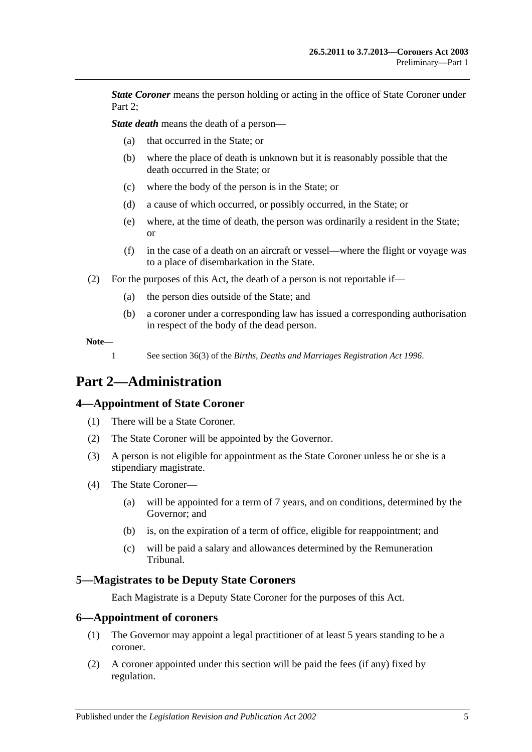***State Coroner*** means the person holding or acting in the office of State Coroner under Part 2;

***State death*** means the death of a person—

(a) that occurred in the State; or

(b) where the place of death is unknown but it is reasonably possible that the death occurred in the State; or

(c) where the body of the person is in the State; or

(d) a cause of which occurred, or possibly occurred, in the State; or

(e) where, at the time of death, the person was ordinarily a resident in the State; or

(f) in the case of a death on an aircraft or vessel—where the flight or voyage was to a place of disembarkation in the State.

(2) For the purposes of this Act, the death of a person is not reportable if—

(a) the person dies outside of the State; and

(b) a coroner under a corresponding law has issued a corresponding authorisation in respect of the body of the dead person.

**Note—**

1 See section 36(3) of the *Births, Deaths and Marriages Registration Act 1996*.

# Part 2—Administration

## 4—Appointment of State Coroner

(1) There will be a State Coroner.

(2) The State Coroner will be appointed by the Governor.

(3) A person is not eligible for appointment as the State Coroner unless he or she is a stipendiary magistrate.

(4) The State Coroner—

(a) will be appointed for a term of 7 years, and on conditions, determined by the Governor; and

(b) is, on the expiration of a term of office, eligible for reappointment; and

(c) will be paid a salary and allowances determined by the Remuneration Tribunal.

## 5—Magistrates to be Deputy State Coroners

Each Magistrate is a Deputy State Coroner for the purposes of this Act.

## 6—Appointment of coroners

(1) The Governor may appoint a legal practitioner of at least 5 years standing to be a coroner.

(2) A coroner appointed under this section will be paid the fees (if any) fixed by regulation.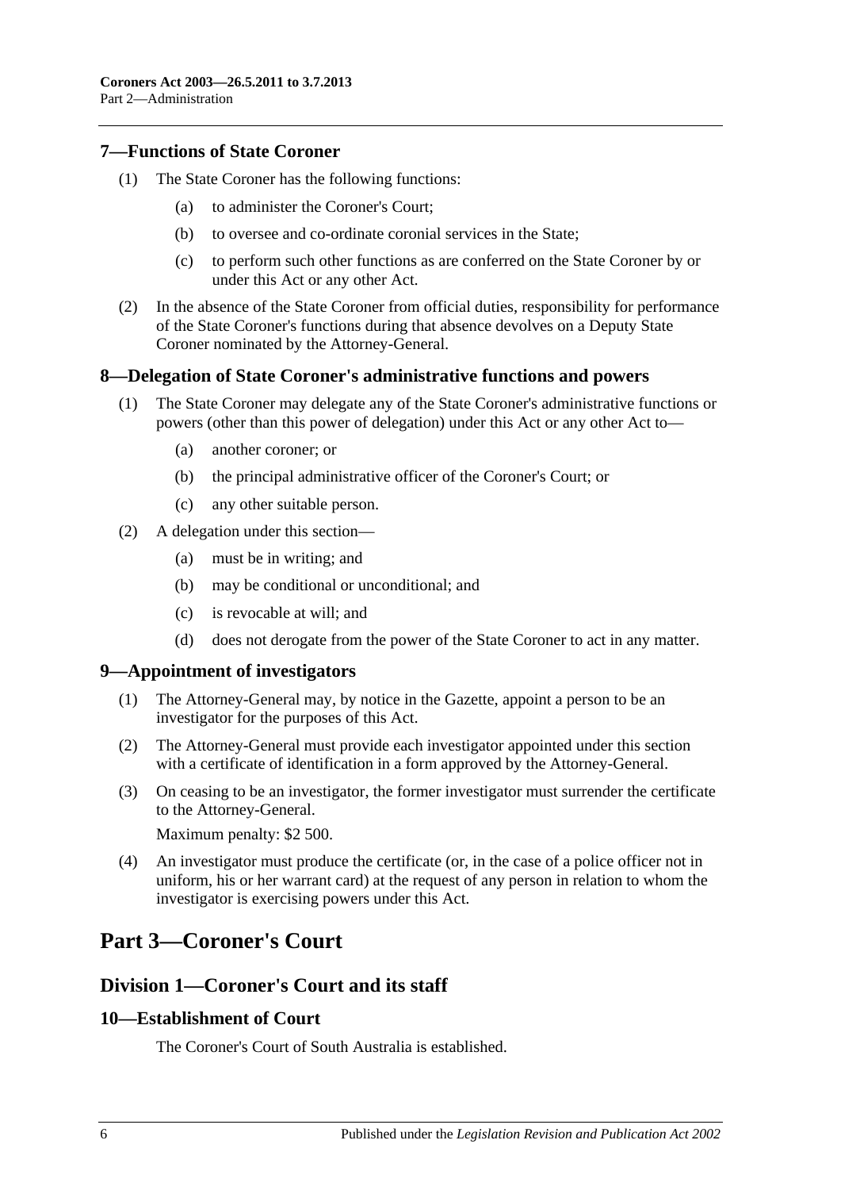### 7—Functions of State Coroner

(1) The State Coroner has the following functions:

(a) to administer the Coroner's Court;

(b) to oversee and co-ordinate coronial services in the State;

(c) to perform such other functions as are conferred on the State Coroner by or under this Act or any other Act.

(2) In the absence of the State Coroner from official duties, responsibility for performance of the State Coroner's functions during that absence devolves on a Deputy State Coroner nominated by the Attorney-General.

### 8—Delegation of State Coroner's administrative functions and powers

(1) The State Coroner may delegate any of the State Coroner's administrative functions or powers (other than this power of delegation) under this Act or any other Act to—

(a) another coroner; or

(b) the principal administrative officer of the Coroner's Court; or

(c) any other suitable person.

(2) A delegation under this section—

(a) must be in writing; and

(b) may be conditional or unconditional; and

(c) is revocable at will; and

(d) does not derogate from the power of the State Coroner to act in any matter.

### 9—Appointment of investigators

(1) The Attorney-General may, by notice in the Gazette, appoint a person to be an investigator for the purposes of this Act.

(2) The Attorney-General must provide each investigator appointed under this section with a certificate of identification in a form approved by the Attorney-General.

(3) On ceasing to be an investigator, the former investigator must surrender the certificate to the Attorney-General.

Maximum penalty: $2 500.

(4) An investigator must produce the certificate (or, in the case of a police officer not in uniform, his or her warrant card) at the request of any person in relation to whom the investigator is exercising powers under this Act.

# Part 3—Coroner's Court

## Division 1—Coroner's Court and its staff

### 10—Establishment of Court

The Coroner's Court of South Australia is established.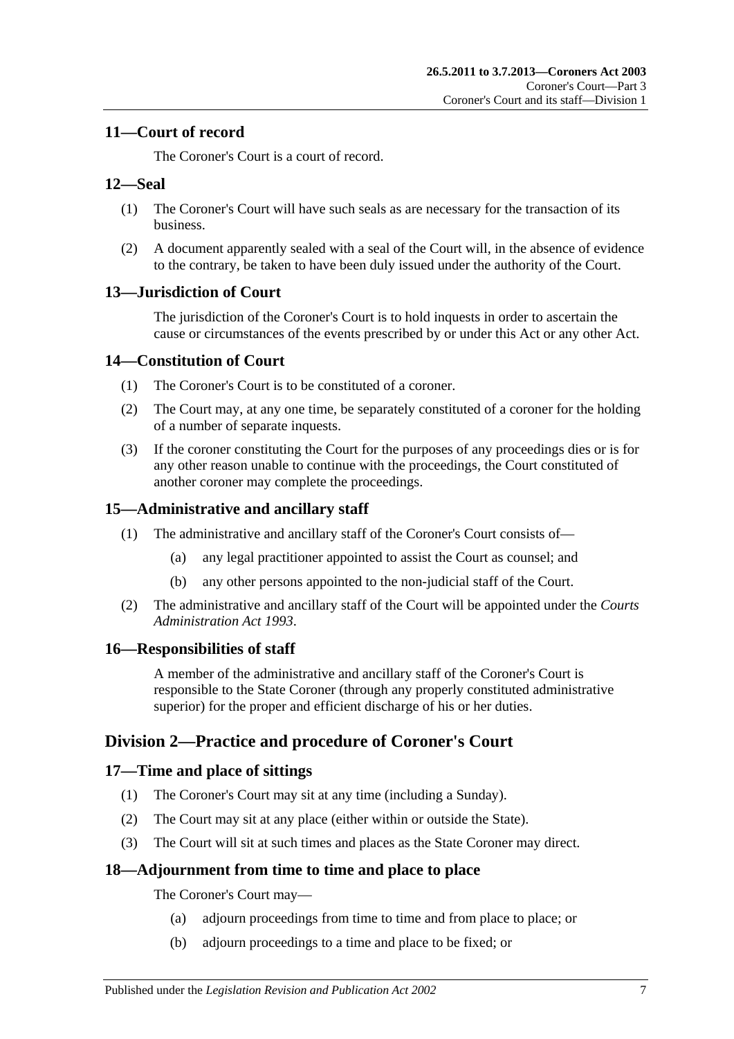### 11—Court of record

The Coroner's Court is a court of record.

### 12—Seal

(1) The Coroner's Court will have such seals as are necessary for the transaction of its business.

(2) A document apparently sealed with a seal of the Court will, in the absence of evidence to the contrary, be taken to have been duly issued under the authority of the Court.

### 13—Jurisdiction of Court

The jurisdiction of the Coroner's Court is to hold inquests in order to ascertain the cause or circumstances of the events prescribed by or under this Act or any other Act.

### 14—Constitution of Court

(1) The Coroner's Court is to be constituted of a coroner.

(2) The Court may, at any one time, be separately constituted of a coroner for the holding of a number of separate inquests.

(3) If the coroner constituting the Court for the purposes of any proceedings dies or is for any other reason unable to continue with the proceedings, the Court constituted of another coroner may complete the proceedings.

### 15—Administrative and ancillary staff

(1) The administrative and ancillary staff of the Coroner's Court consists of—

- (a) any legal practitioner appointed to assist the Court as counsel; and
- (b) any other persons appointed to the non-judicial staff of the Court.

(2) The administrative and ancillary staff of the Court will be appointed under the *Courts Administration Act 1993*.

### 16—Responsibilities of staff

A member of the administrative and ancillary staff of the Coroner's Court is responsible to the State Coroner (through any properly constituted administrative superior) for the proper and efficient discharge of his or her duties.

## Division 2—Practice and procedure of Coroner's Court

### 17—Time and place of sittings

(1) The Coroner's Court may sit at any time (including a Sunday).

(2) The Court may sit at any place (either within or outside the State).

(3) The Court will sit at such times and places as the State Coroner may direct.

### 18—Adjournment from time to time and place to place

The Coroner's Court may—

- (a) adjourn proceedings from time to time and from place to place; or
- (b) adjourn proceedings to a time and place to be fixed; or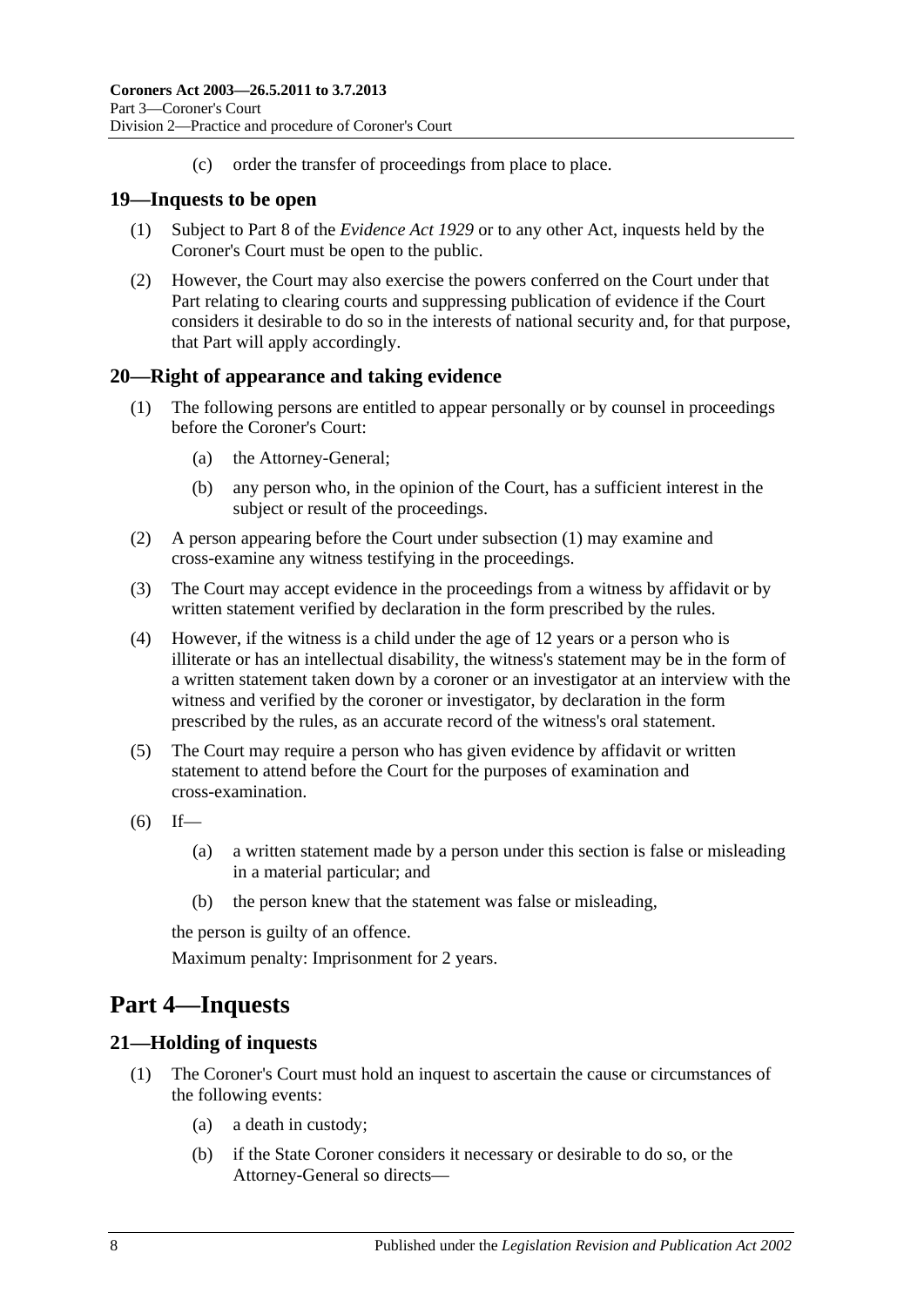(c) order the transfer of proceedings from place to place.

## 19—Inquests to be open

(1) Subject to Part 8 of the *Evidence Act 1929* or to any other Act, inquests held by the Coroner's Court must be open to the public.

(2) However, the Court may also exercise the powers conferred on the Court under that Part relating to clearing courts and suppressing publication of evidence if the Court considers it desirable to do so in the interests of national security and, for that purpose, that Part will apply accordingly.

## 20—Right of appearance and taking evidence

(1) The following persons are entitled to appear personally or by counsel in proceedings before the Coroner's Court:

- (a) the Attorney-General;
- (b) any person who, in the opinion of the Court, has a sufficient interest in the subject or result of the proceedings.

(2) A person appearing before the Court under subsection (1) may examine and cross-examine any witness testifying in the proceedings.

(3) The Court may accept evidence in the proceedings from a witness by affidavit or by written statement verified by declaration in the form prescribed by the rules.

(4) However, if the witness is a child under the age of 12 years or a person who is illiterate or has an intellectual disability, the witness's statement may be in the form of a written statement taken down by a coroner or an investigator at an interview with the witness and verified by the coroner or investigator, by declaration in the form prescribed by the rules, as an accurate record of the witness's oral statement.

(5) The Court may require a person who has given evidence by affidavit or written statement to attend before the Court for the purposes of examination and cross-examination.

(6) If—

- (a) a written statement made by a person under this section is false or misleading in a material particular; and
- (b) the person knew that the statement was false or misleading,

the person is guilty of an offence.

Maximum penalty: Imprisonment for 2 years.

# Part 4—Inquests

## 21—Holding of inquests

(1) The Coroner's Court must hold an inquest to ascertain the cause or circumstances of the following events:

- (a) a death in custody;
- (b) if the State Coroner considers it necessary or desirable to do so, or the Attorney-General so directs—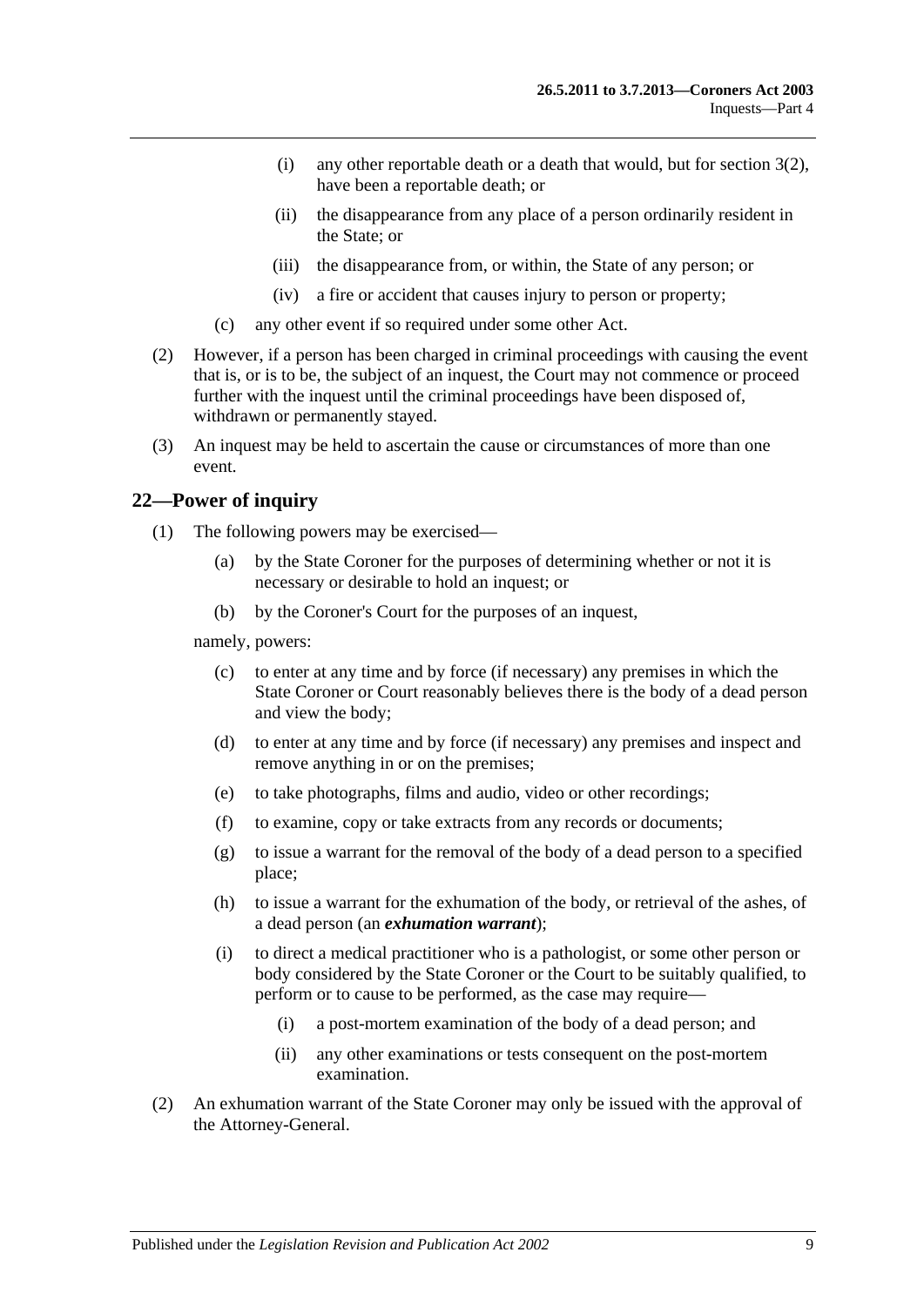(i) any other reportable death or a death that would, but for section 3(2), have been a reportable death; or

(ii) the disappearance from any place of a person ordinarily resident in the State; or

(iii) the disappearance from, or within, the State of any person; or

(iv) a fire or accident that causes injury to person or property;

(c) any other event if so required under some other Act.

(2) However, if a person has been charged in criminal proceedings with causing the event that is, or is to be, the subject of an inquest, the Court may not commence or proceed further with the inquest until the criminal proceedings have been disposed of, withdrawn or permanently stayed.

(3) An inquest may be held to ascertain the cause or circumstances of more than one event.

## 22—Power of inquiry

(1) The following powers may be exercised—

(a) by the State Coroner for the purposes of determining whether or not it is necessary or desirable to hold an inquest; or

(b) by the Coroner's Court for the purposes of an inquest,

namely, powers:

(c) to enter at any time and by force (if necessary) any premises in which the State Coroner or Court reasonably believes there is the body of a dead person and view the body;

(d) to enter at any time and by force (if necessary) any premises and inspect and remove anything in or on the premises;

(e) to take photographs, films and audio, video or other recordings;

(f) to examine, copy or take extracts from any records or documents;

(g) to issue a warrant for the removal of the body of a dead person to a specified place;

(h) to issue a warrant for the exhumation of the body, or retrieval of the ashes, of a dead person (an ***exhumation warrant***);

(i) to direct a medical practitioner who is a pathologist, or some other person or body considered by the State Coroner or the Court to be suitably qualified, to perform or to cause to be performed, as the case may require—

(i) a post-mortem examination of the body of a dead person; and

(ii) any other examinations or tests consequent on the post-mortem examination.

(2) An exhumation warrant of the State Coroner may only be issued with the approval of the Attorney-General.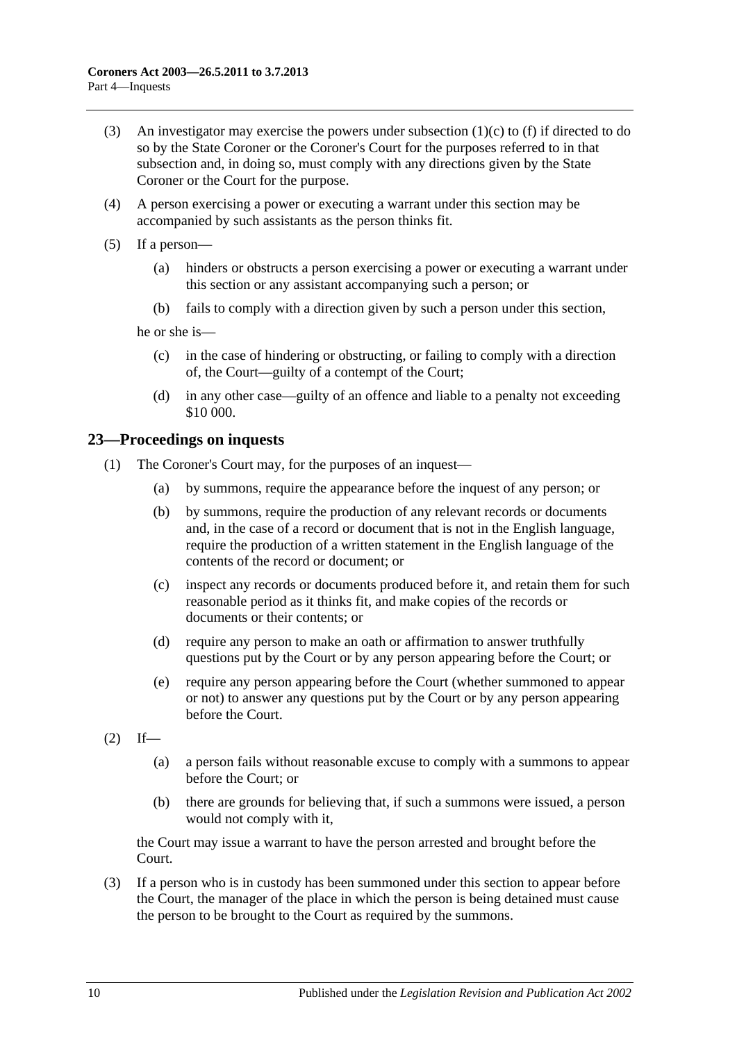(3) An investigator may exercise the powers under subsection (1)(c) to (f) if directed to do so by the State Coroner or the Coroner's Court for the purposes referred to in that subsection and, in doing so, must comply with any directions given by the State Coroner or the Court for the purpose.

(4) A person exercising a power or executing a warrant under this section may be accompanied by such assistants as the person thinks fit.

(5) If a person—

(a) hinders or obstructs a person exercising a power or executing a warrant under this section or any assistant accompanying such a person; or

(b) fails to comply with a direction given by such a person under this section,

he or she is—

(c) in the case of hindering or obstructing, or failing to comply with a direction of, the Court—guilty of a contempt of the Court;

(d) in any other case—guilty of an offence and liable to a penalty not exceeding $10 000.

## 23—Proceedings on inquests

(1) The Coroner's Court may, for the purposes of an inquest—

(a) by summons, require the appearance before the inquest of any person; or

(b) by summons, require the production of any relevant records or documents and, in the case of a record or document that is not in the English language, require the production of a written statement in the English language of the contents of the record or document; or

(c) inspect any records or documents produced before it, and retain them for such reasonable period as it thinks fit, and make copies of the records or documents or their contents; or

(d) require any person to make an oath or affirmation to answer truthfully questions put by the Court or by any person appearing before the Court; or

(e) require any person appearing before the Court (whether summoned to appear or not) to answer any questions put by the Court or by any person appearing before the Court.

(2) If—

(a) a person fails without reasonable excuse to comply with a summons to appear before the Court; or

(b) there are grounds for believing that, if such a summons were issued, a person would not comply with it,

the Court may issue a warrant to have the person arrested and brought before the Court.

(3) If a person who is in custody has been summoned under this section to appear before the Court, the manager of the place in which the person is being detained must cause the person to be brought to the Court as required by the summons.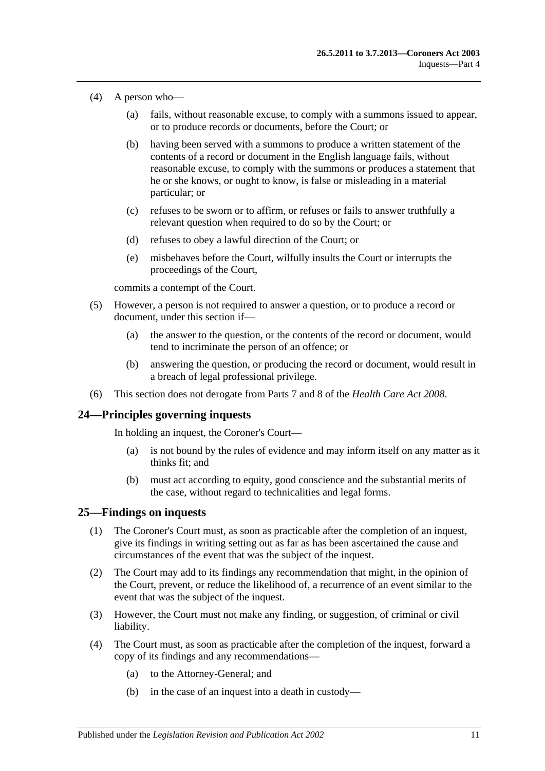(4) A person who—

- (a) fails, without reasonable excuse, to comply with a summons issued to appear, or to produce records or documents, before the Court; or
- (b) having been served with a summons to produce a written statement of the contents of a record or document in the English language fails, without reasonable excuse, to comply with the summons or produces a statement that he or she knows, or ought to know, is false or misleading in a material particular; or
- (c) refuses to be sworn or to affirm, or refuses or fails to answer truthfully a relevant question when required to do so by the Court; or
- (d) refuses to obey a lawful direction of the Court; or
- (e) misbehaves before the Court, wilfully insults the Court or interrupts the proceedings of the Court,

commits a contempt of the Court.

(5) However, a person is not required to answer a question, or to produce a record or document, under this section if—

- (a) the answer to the question, or the contents of the record or document, would tend to incriminate the person of an offence; or
- (b) answering the question, or producing the record or document, would result in a breach of legal professional privilege.

(6) This section does not derogate from Parts 7 and 8 of the *Health Care Act 2008*.

## 24—Principles governing inquests

In holding an inquest, the Coroner's Court—

- (a) is not bound by the rules of evidence and may inform itself on any matter as it thinks fit; and
- (b) must act according to equity, good conscience and the substantial merits of the case, without regard to technicalities and legal forms.

## 25—Findings on inquests

(1) The Coroner's Court must, as soon as practicable after the completion of an inquest, give its findings in writing setting out as far as has been ascertained the cause and circumstances of the event that was the subject of the inquest.

(2) The Court may add to its findings any recommendation that might, in the opinion of the Court, prevent, or reduce the likelihood of, a recurrence of an event similar to the event that was the subject of the inquest.

(3) However, the Court must not make any finding, or suggestion, of criminal or civil liability.

(4) The Court must, as soon as practicable after the completion of the inquest, forward a copy of its findings and any recommendations—

- (a) to the Attorney-General; and
- (b) in the case of an inquest into a death in custody—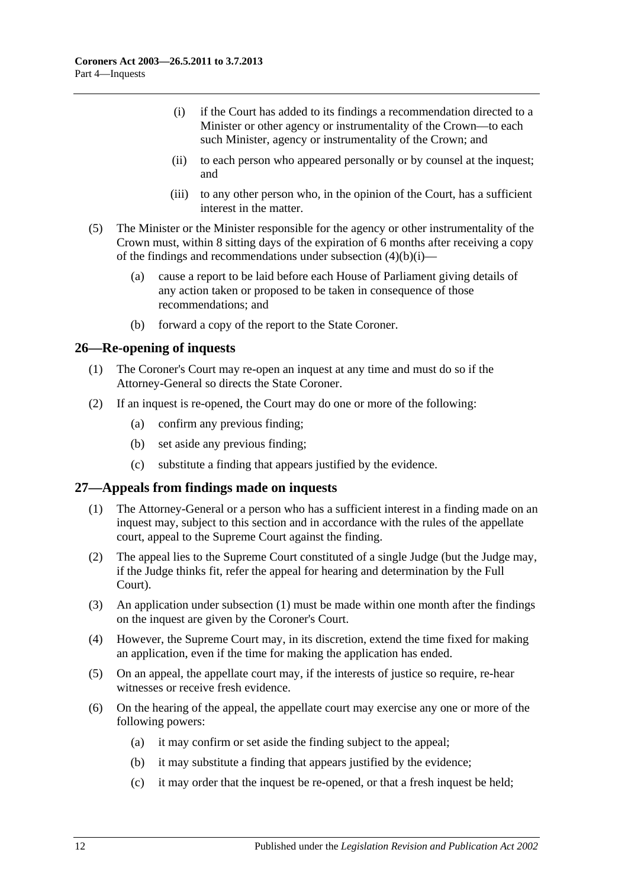- (i) if the Court has added to its findings a recommendation directed to a Minister or other agency or instrumentality of the Crown—to each such Minister, agency or instrumentality of the Crown; and
- (ii) to each person who appeared personally or by counsel at the inquest; and
- (iii) to any other person who, in the opinion of the Court, has a sufficient interest in the matter.

(5) The Minister or the Minister responsible for the agency or other instrumentality of the Crown must, within 8 sitting days of the expiration of 6 months after receiving a copy of the findings and recommendations under subsection (4)(b)(i)—

- (a) cause a report to be laid before each House of Parliament giving details of any action taken or proposed to be taken in consequence of those recommendations; and
- (b) forward a copy of the report to the State Coroner.

## 26—Re-opening of inquests

(1) The Coroner's Court may re-open an inquest at any time and must do so if the Attorney-General so directs the State Coroner.

(2) If an inquest is re-opened, the Court may do one or more of the following:

- (a) confirm any previous finding;
- (b) set aside any previous finding;
- (c) substitute a finding that appears justified by the evidence.

## 27—Appeals from findings made on inquests

(1) The Attorney-General or a person who has a sufficient interest in a finding made on an inquest may, subject to this section and in accordance with the rules of the appellate court, appeal to the Supreme Court against the finding.

(2) The appeal lies to the Supreme Court constituted of a single Judge (but the Judge may, if the Judge thinks fit, refer the appeal for hearing and determination by the Full Court).

(3) An application under subsection (1) must be made within one month after the findings on the inquest are given by the Coroner's Court.

(4) However, the Supreme Court may, in its discretion, extend the time fixed for making an application, even if the time for making the application has ended.

(5) On an appeal, the appellate court may, if the interests of justice so require, re-hear witnesses or receive fresh evidence.

(6) On the hearing of the appeal, the appellate court may exercise any one or more of the following powers:

- (a) it may confirm or set aside the finding subject to the appeal;
- (b) it may substitute a finding that appears justified by the evidence;
- (c) it may order that the inquest be re-opened, or that a fresh inquest be held;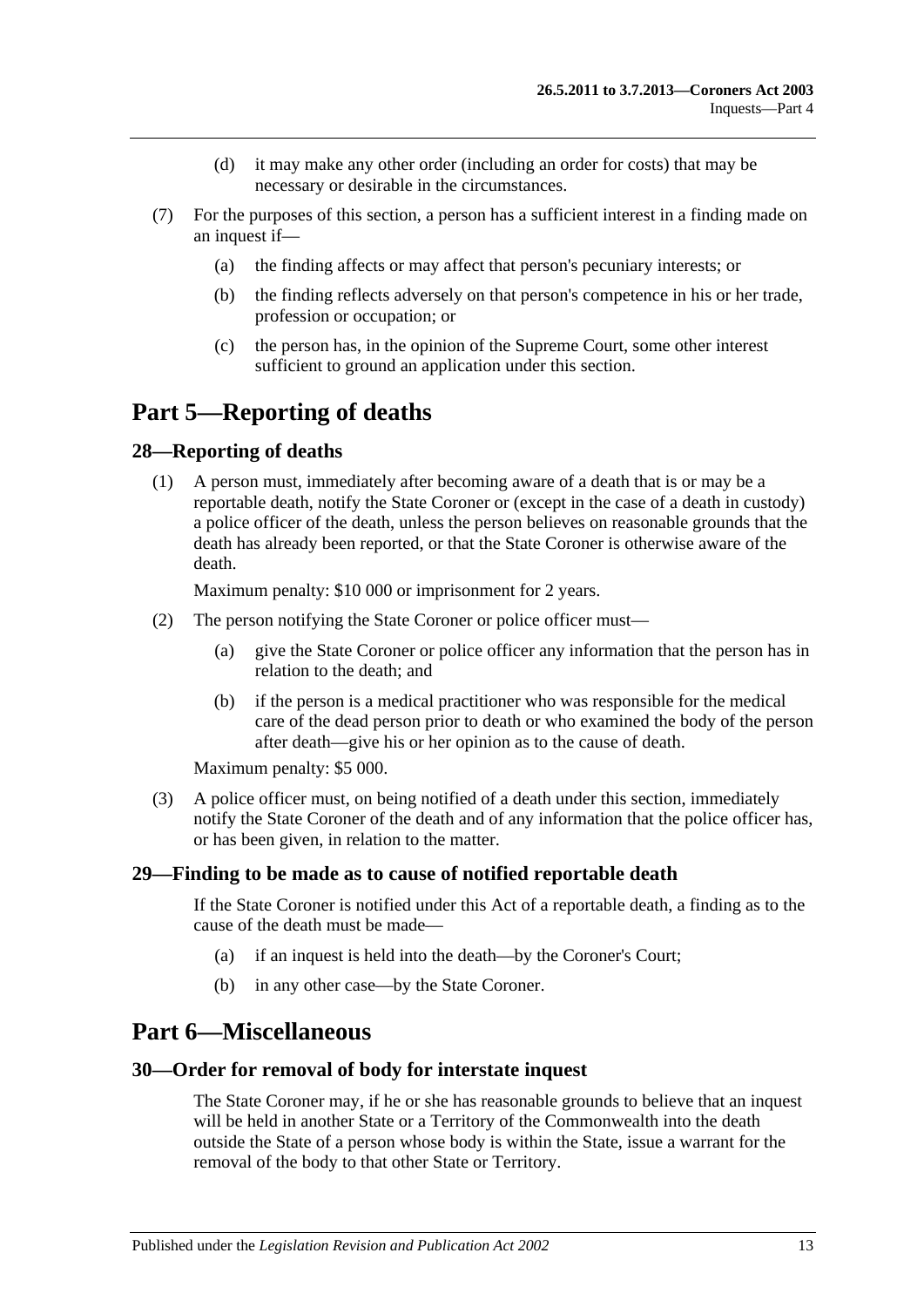(d) it may make any other order (including an order for costs) that may be necessary or desirable in the circumstances.

(7) For the purposes of this section, a person has a sufficient interest in a finding made on an inquest if—

(a) the finding affects or may affect that person's pecuniary interests; or

(b) the finding reflects adversely on that person's competence in his or her trade, profession or occupation; or

(c) the person has, in the opinion of the Supreme Court, some other interest sufficient to ground an application under this section.

# Part 5—Reporting of deaths

## 28—Reporting of deaths

(1) A person must, immediately after becoming aware of a death that is or may be a reportable death, notify the State Coroner or (except in the case of a death in custody) a police officer of the death, unless the person believes on reasonable grounds that the death has already been reported, or that the State Coroner is otherwise aware of the death.

Maximum penalty: $10 000 or imprisonment for 2 years.

(2) The person notifying the State Coroner or police officer must—

(a) give the State Coroner or police officer any information that the person has in relation to the death; and

(b) if the person is a medical practitioner who was responsible for the medical care of the dead person prior to death or who examined the body of the person after death—give his or her opinion as to the cause of death.

Maximum penalty: $5 000.

(3) A police officer must, on being notified of a death under this section, immediately notify the State Coroner of the death and of any information that the police officer has, or has been given, in relation to the matter.

## 29—Finding to be made as to cause of notified reportable death

If the State Coroner is notified under this Act of a reportable death, a finding as to the cause of the death must be made—

(a) if an inquest is held into the death—by the Coroner's Court;

(b) in any other case—by the State Coroner.

# Part 6—Miscellaneous

## 30—Order for removal of body for interstate inquest

The State Coroner may, if he or she has reasonable grounds to believe that an inquest will be held in another State or a Territory of the Commonwealth into the death outside the State of a person whose body is within the State, issue a warrant for the removal of the body to that other State or Territory.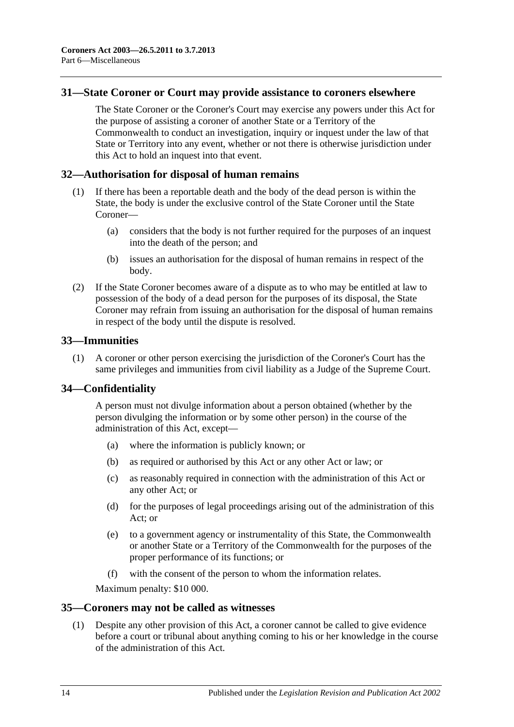## 31—State Coroner or Court may provide assistance to coroners elsewhere

The State Coroner or the Coroner's Court may exercise any powers under this Act for the purpose of assisting a coroner of another State or a Territory of the Commonwealth to conduct an investigation, inquiry or inquest under the law of that State or Territory into any event, whether or not there is otherwise jurisdiction under this Act to hold an inquest into that event.

## 32—Authorisation for disposal of human remains

(1) If there has been a reportable death and the body of the dead person is within the State, the body is under the exclusive control of the State Coroner until the State Coroner—

(a) considers that the body is not further required for the purposes of an inquest into the death of the person; and

(b) issues an authorisation for the disposal of human remains in respect of the body.

(2) If the State Coroner becomes aware of a dispute as to who may be entitled at law to possession of the body of a dead person for the purposes of its disposal, the State Coroner may refrain from issuing an authorisation for the disposal of human remains in respect of the body until the dispute is resolved.

## 33—Immunities

(1) A coroner or other person exercising the jurisdiction of the Coroner's Court has the same privileges and immunities from civil liability as a Judge of the Supreme Court.

## 34—Confidentiality

A person must not divulge information about a person obtained (whether by the person divulging the information or by some other person) in the course of the administration of this Act, except—

(a) where the information is publicly known; or

(b) as required or authorised by this Act or any other Act or law; or

(c) as reasonably required in connection with the administration of this Act or any other Act; or

(d) for the purposes of legal proceedings arising out of the administration of this Act; or

(e) to a government agency or instrumentality of this State, the Commonwealth or another State or a Territory of the Commonwealth for the purposes of the proper performance of its functions; or

(f) with the consent of the person to whom the information relates.

Maximum penalty: $10 000.

## 35—Coroners may not be called as witnesses

(1) Despite any other provision of this Act, a coroner cannot be called to give evidence before a court or tribunal about anything coming to his or her knowledge in the course of the administration of this Act.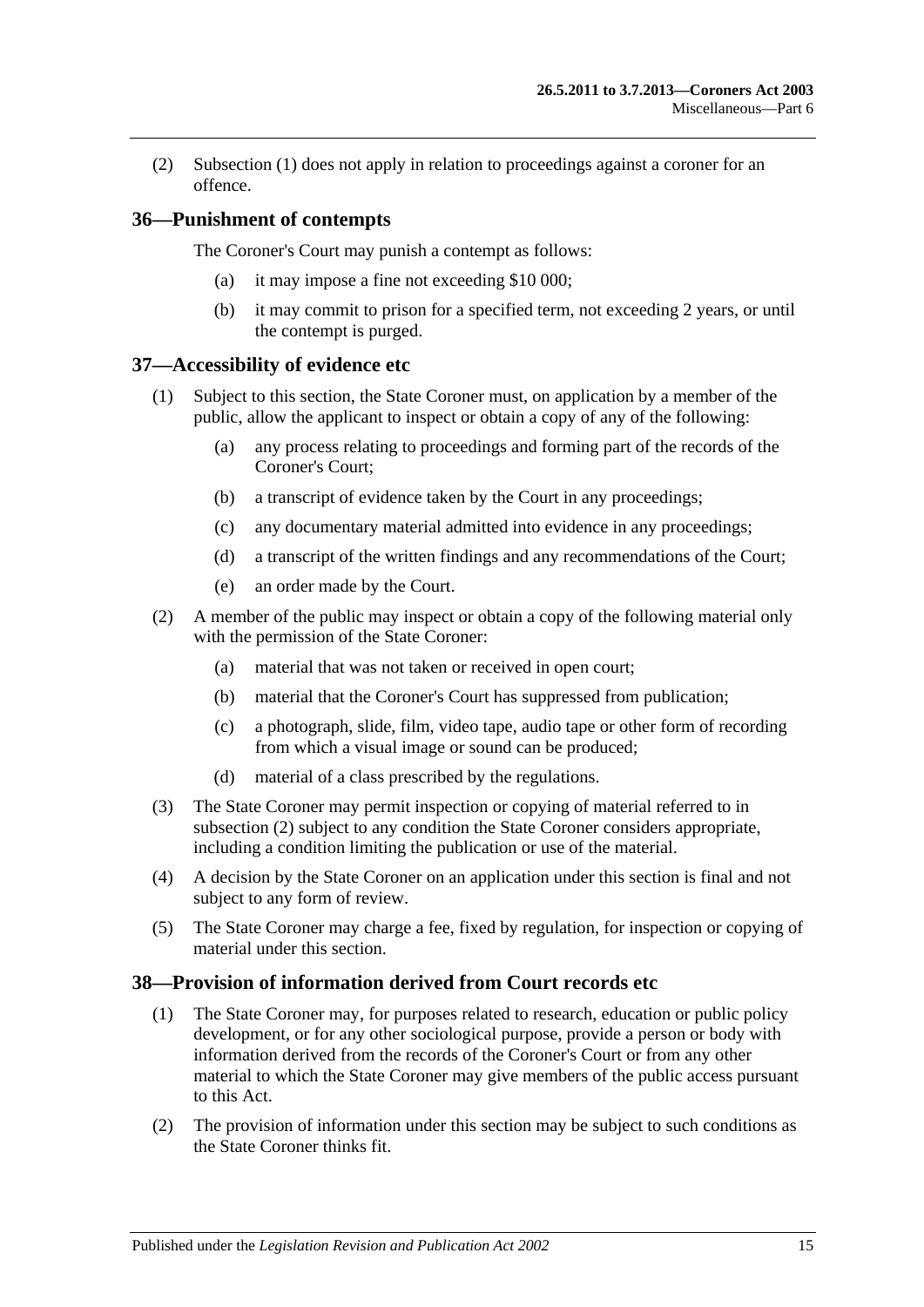(2) Subsection (1) does not apply in relation to proceedings against a coroner for an offence.

## 36—Punishment of contempts

The Coroner's Court may punish a contempt as follows:

(a) it may impose a fine not exceeding $10 000;

(b) it may commit to prison for a specified term, not exceeding 2 years, or until the contempt is purged.

## 37—Accessibility of evidence etc

(1) Subject to this section, the State Coroner must, on application by a member of the public, allow the applicant to inspect or obtain a copy of any of the following:

(a) any process relating to proceedings and forming part of the records of the Coroner's Court;

(b) a transcript of evidence taken by the Court in any proceedings;

(c) any documentary material admitted into evidence in any proceedings;

(d) a transcript of the written findings and any recommendations of the Court;

(e) an order made by the Court.

(2) A member of the public may inspect or obtain a copy of the following material only with the permission of the State Coroner:

(a) material that was not taken or received in open court;

(b) material that the Coroner's Court has suppressed from publication;

(c) a photograph, slide, film, video tape, audio tape or other form of recording from which a visual image or sound can be produced;

(d) material of a class prescribed by the regulations.

(3) The State Coroner may permit inspection or copying of material referred to in subsection (2) subject to any condition the State Coroner considers appropriate, including a condition limiting the publication or use of the material.

(4) A decision by the State Coroner on an application under this section is final and not subject to any form of review.

(5) The State Coroner may charge a fee, fixed by regulation, for inspection or copying of material under this section.

## 38—Provision of information derived from Court records etc

(1) The State Coroner may, for purposes related to research, education or public policy development, or for any other sociological purpose, provide a person or body with information derived from the records of the Coroner's Court or from any other material to which the State Coroner may give members of the public access pursuant to this Act.

(2) The provision of information under this section may be subject to such conditions as the State Coroner thinks fit.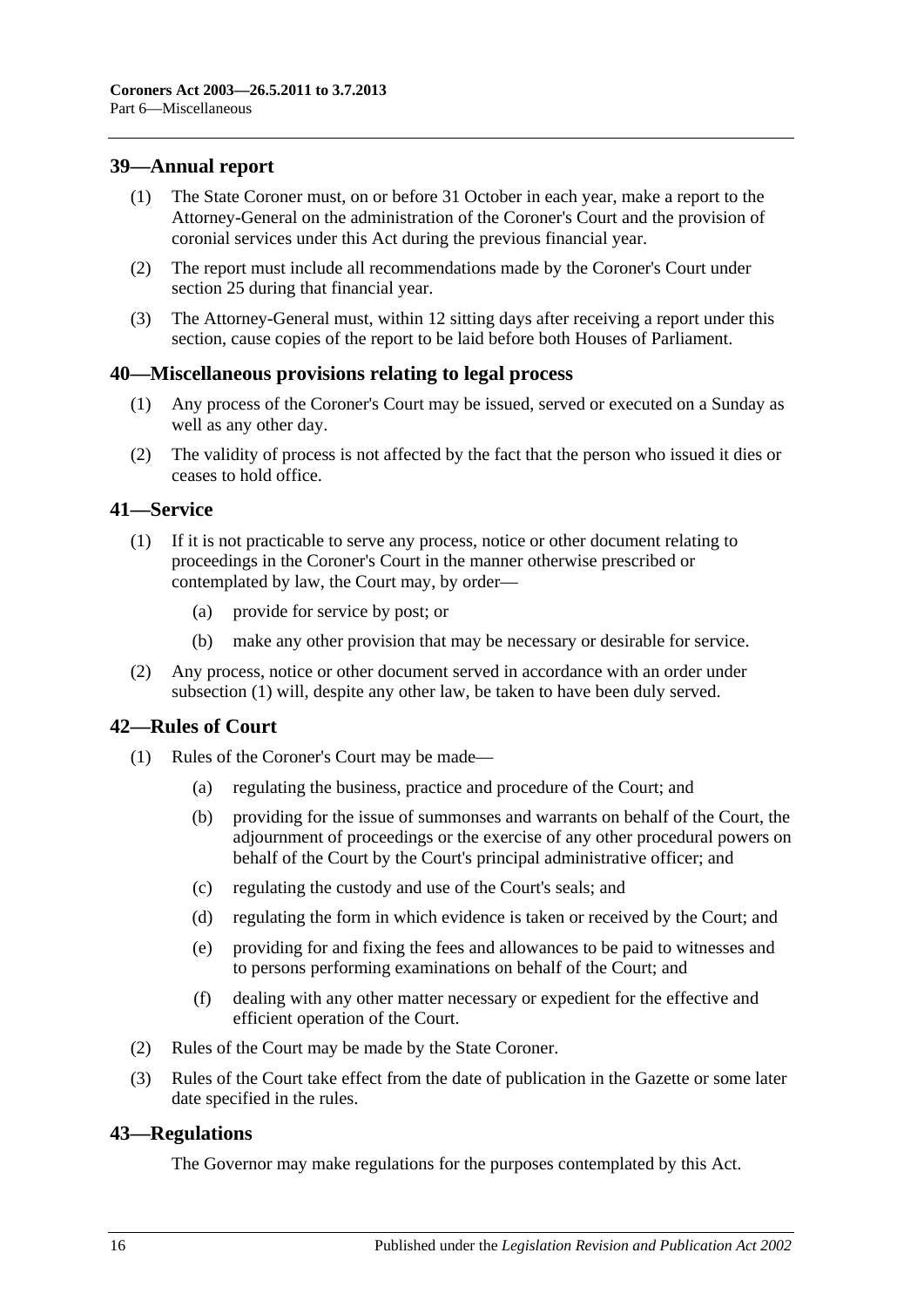## 39—Annual report

(1) The State Coroner must, on or before 31 October in each year, make a report to the Attorney-General on the administration of the Coroner's Court and the provision of coronial services under this Act during the previous financial year.

(2) The report must include all recommendations made by the Coroner's Court under section 25 during that financial year.

(3) The Attorney-General must, within 12 sitting days after receiving a report under this section, cause copies of the report to be laid before both Houses of Parliament.

## 40—Miscellaneous provisions relating to legal process

(1) Any process of the Coroner's Court may be issued, served or executed on a Sunday as well as any other day.

(2) The validity of process is not affected by the fact that the person who issued it dies or ceases to hold office.

## 41—Service

(1) If it is not practicable to serve any process, notice or other document relating to proceedings in the Coroner's Court in the manner otherwise prescribed or contemplated by law, the Court may, by order—

(a) provide for service by post; or

(b) make any other provision that may be necessary or desirable for service.

(2) Any process, notice or other document served in accordance with an order under subsection (1) will, despite any other law, be taken to have been duly served.

## 42—Rules of Court

(1) Rules of the Coroner's Court may be made—

(a) regulating the business, practice and procedure of the Court; and

(b) providing for the issue of summonses and warrants on behalf of the Court, the adjournment of proceedings or the exercise of any other procedural powers on behalf of the Court by the Court's principal administrative officer; and

(c) regulating the custody and use of the Court's seals; and

(d) regulating the form in which evidence is taken or received by the Court; and

(e) providing for and fixing the fees and allowances to be paid to witnesses and to persons performing examinations on behalf of the Court; and

(f) dealing with any other matter necessary or expedient for the effective and efficient operation of the Court.

(2) Rules of the Court may be made by the State Coroner.

(3) Rules of the Court take effect from the date of publication in the Gazette or some later date specified in the rules.

## 43—Regulations

The Governor may make regulations for the purposes contemplated by this Act.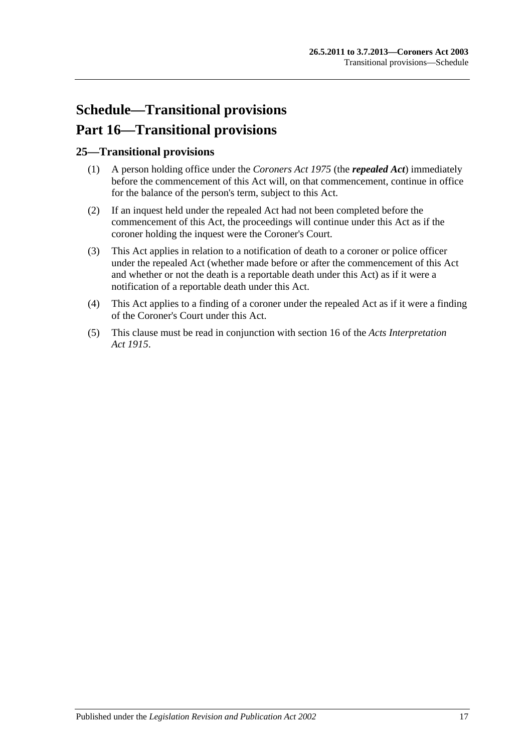# Schedule—Transitional provisions

# Part 16—Transitional provisions

## 25—Transitional provisions

(1) A person holding office under the *Coroners Act 1975* (the ***repealed Act***) immediately before the commencement of this Act will, on that commencement, continue in office for the balance of the person's term, subject to this Act.

(2) If an inquest held under the repealed Act had not been completed before the commencement of this Act, the proceedings will continue under this Act as if the coroner holding the inquest were the Coroner's Court.

(3) This Act applies in relation to a notification of death to a coroner or police officer under the repealed Act (whether made before or after the commencement of this Act and whether or not the death is a reportable death under this Act) as if it were a notification of a reportable death under this Act.

(4) This Act applies to a finding of a coroner under the repealed Act as if it were a finding of the Coroner's Court under this Act.

(5) This clause must be read in conjunction with section 16 of the *Acts Interpretation Act 1915*.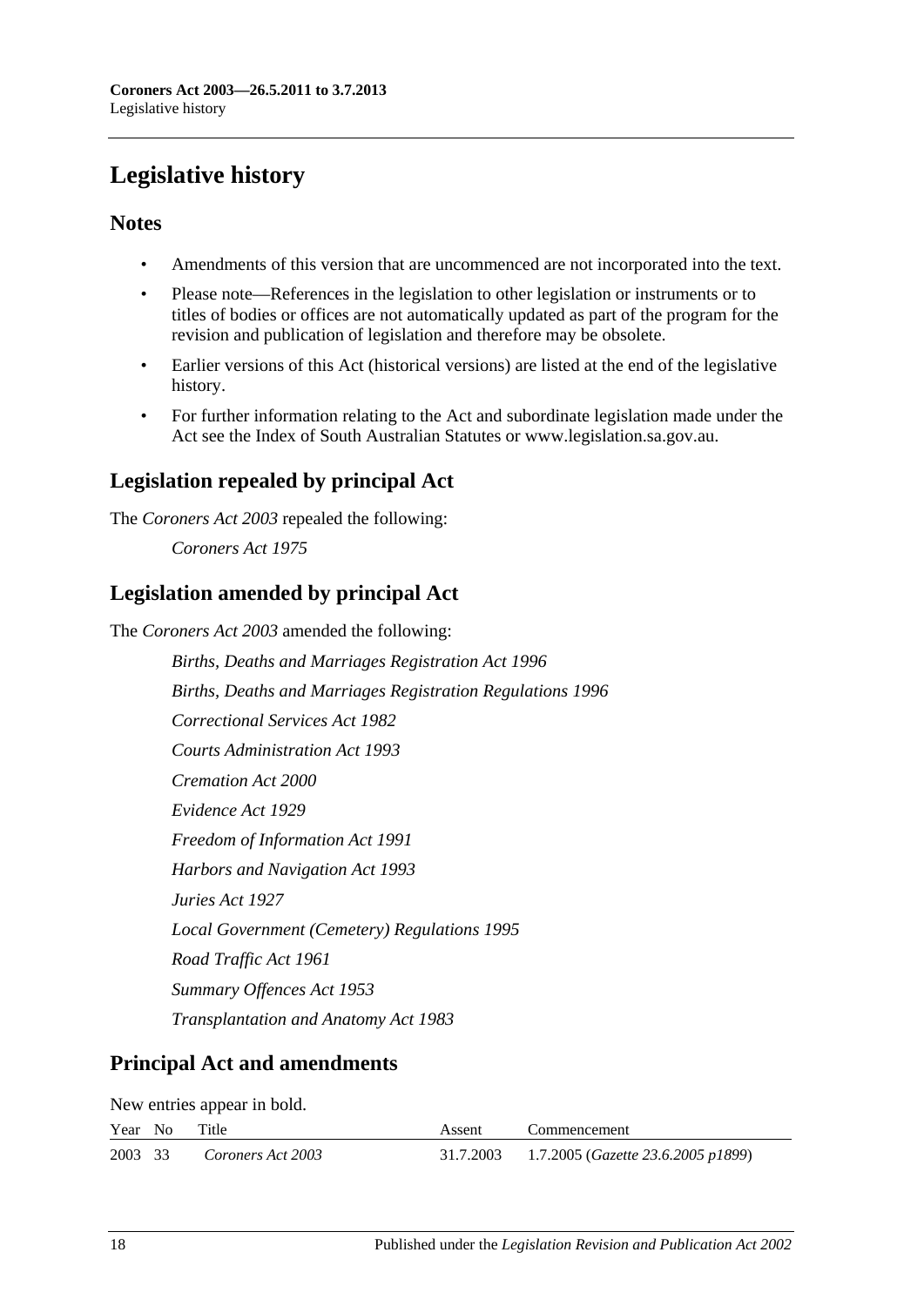# Legislative history

## Notes

- Amendments of this version that are uncommenced are not incorporated into the text.
- Please note—References in the legislation to other legislation or instruments or to titles of bodies or offices are not automatically updated as part of the program for the revision and publication of legislation and therefore may be obsolete.
- Earlier versions of this Act (historical versions) are listed at the end of the legislative history.
- For further information relating to the Act and subordinate legislation made under the Act see the Index of South Australian Statutes or www.legislation.sa.gov.au.

## Legislation repealed by principal Act

The *Coroners Act 2003* repealed the following:

*Coroners Act 1975*

## Legislation amended by principal Act

The *Coroners Act 2003* amended the following:

*Births, Deaths and Marriages Registration Act 1996*

*Births, Deaths and Marriages Registration Regulations 1996*

*Correctional Services Act 1982*

*Courts Administration Act 1993*

*Cremation Act 2000*

*Evidence Act 1929*

*Freedom of Information Act 1991*

*Harbors and Navigation Act 1993*

*Juries Act 1927*

*Local Government (Cemetery) Regulations 1995*

*Road Traffic Act 1961*

*Summary Offences Act 1953*

*Transplantation and Anatomy Act 1983*

## Principal Act and amendments

New entries appear in bold.

| Year | No | Title | Assent | Commencement |
|---|---|---|---|---|
| 2003 | 33 | *Coroners Act 2003* | 31.7.2003 | 1.7.2005 (*Gazette 23.6.2005 p1899*) |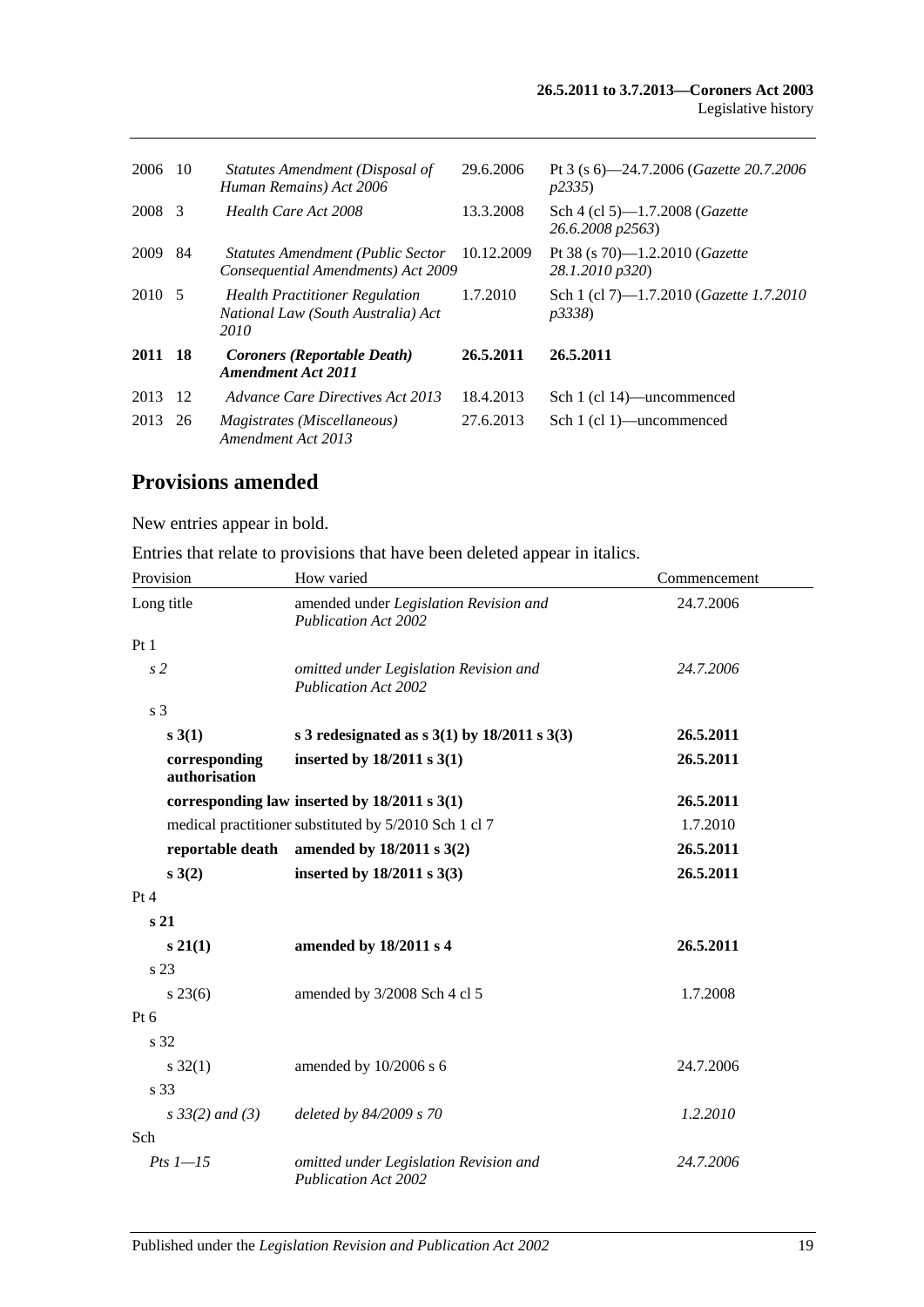| | | | | |
|---|---|---|---|---|
| 2006 | 10 | *Statutes Amendment (Disposal of Human Remains) Act 2006* | 29.6.2006 | Pt 3 (s 6)—24.7.2006 (*Gazette 20.7.2006 p2335*) |
| 2008 | 3 | *Health Care Act 2008* | 13.3.2008 | Sch 4 (cl 5)—1.7.2008 (*Gazette 26.6.2008 p2563*) |
| 2009 | 84 | *Statutes Amendment (Public Sector Consequential Amendments) Act 2009* | 10.12.2009 | Pt 38 (s 70)—1.2.2010 (*Gazette 28.1.2010 p320*) |
| 2010 | 5 | *Health Practitioner Regulation National Law (South Australia) Act 2010* | 1.7.2010 | Sch 1 (cl 7)—1.7.2010 (*Gazette 1.7.2010 p3338*) |
| **2011** | **18** | ***Coroners (Reportable Death) Amendment Act 2011*** | **26.5.2011** | **26.5.2011** |
| 2013 | 12 | *Advance Care Directives Act 2013* | 18.4.2013 | Sch 1 (cl 14)—uncommenced |
| 2013 | 26 | *Magistrates (Miscellaneous) Amendment Act 2013* | 27.6.2013 | Sch 1 (cl 1)—uncommenced |

## Provisions amended

New entries appear in bold.

Entries that relate to provisions that have been deleted appear in italics.

| Provision | How varied | Commencement |
|---|---|---|
| Long title | amended under *Legislation Revision and Publication Act 2002* | 24.7.2006 |
| Pt 1 | | |
| *s 2* | *omitted under Legislation Revision and Publication Act 2002* | *24.7.2006* |
| s 3 | | |
| **s 3(1)** | **s 3 redesignated as s 3(1) by 18/2011 s 3(3)** | **26.5.2011** |
| **corresponding authorisation** | **inserted by 18/2011 s 3(1)** | **26.5.2011** |
| **corresponding law** | **inserted by 18/2011 s 3(1)** | **26.5.2011** |
| medical practitioner | substituted by 5/2010 Sch 1 cl 7 | 1.7.2010 |
| **reportable death** | **amended by 18/2011 s 3(2)** | **26.5.2011** |
| **s 3(2)** | **inserted by 18/2011 s 3(3)** | **26.5.2011** |
| Pt 4 | | |
| **s 21** | | |
| **s 21(1)** | **amended by 18/2011 s 4** | **26.5.2011** |
| s 23 | | |
| s 23(6) | amended by 3/2008 Sch 4 cl 5 | 1.7.2008 |
| Pt 6 | | |
| s 32 | | |
| s 32(1) | amended by 10/2006 s 6 | 24.7.2006 |
| s 33 | | |
| *s 33(2) and (3)* | *deleted by 84/2009 s 70* | *1.2.2010* |
| Sch | | |
| *Pts 1—15* | *omitted under Legislation Revision and Publication Act 2002* | *24.7.2006* |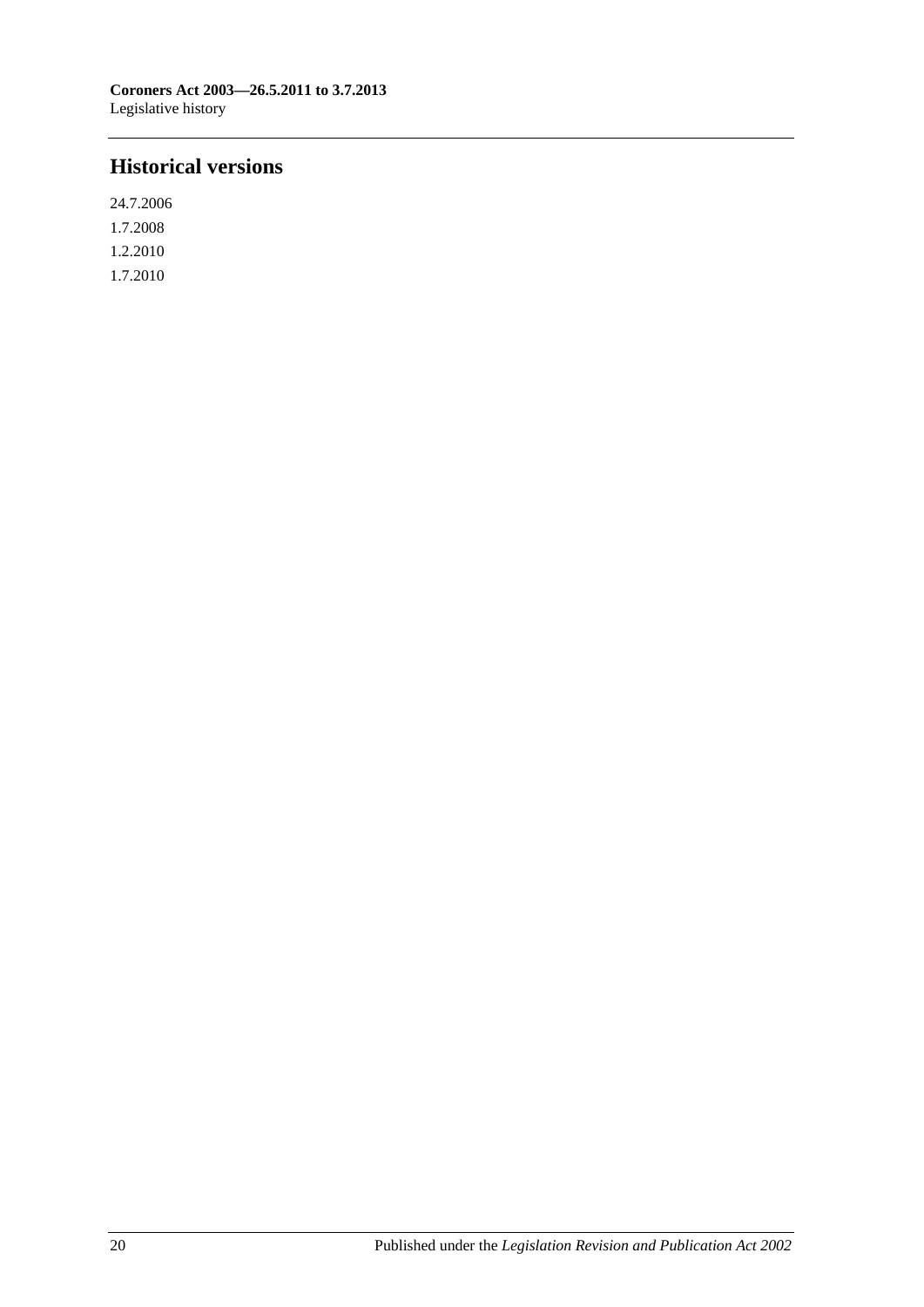## Historical versions

24.7.2006

1.7.2008

1.2.2010

1.7.2010